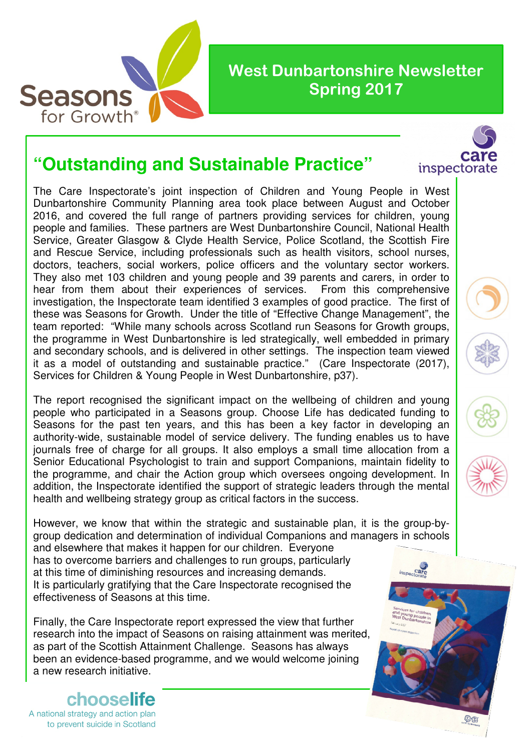# West Dunbartonshire Newsletter Spring 2017

## "Outstanding and Sustainable Practice"

The Care Inspectorate's joint inspection of Children and Young People in West Dunbartonshire Community Planning area took place between August and October 2016, and covered the full range of partners providing services for children, young people and families. These partners are West Dunbartonshire Council, National Health Service, Greater Glasgow & Clyde Health Service, Police Scotland, the Scottish Fire and Rescue Service, including professionals such as health visitors, school nurses, doctors, teachers, social workers, police officers and the voluntary sector workers. They also met 103 children and young people and 39 parents and carers, in order to hear from them about their experiences of services. From this comprehensive investigation, the Inspectorate team identified 3 examples of good practice. The first of these was Seasons for Growth. Under the title of "Effective Change Management", the team reported: "While many schools across Scotland run Seasons for Growth groups, the programme in West Dunbartonshire is led strategically, well embedded in primary and secondary schools, and is delivered in other settings. The inspection team viewed it as a model of outstanding and sustainable practice." (Care Inspectorate (2017), Services for Children & Young People in West Dunbartonshire, p37).

The report recognised the significant impact on the wellbeing of children and young people who participated in a Seasons group. Choose Life has dedicated funding to Seasons for the past ten years, and this has been a key factor in developing an authority-wide, sustainable model of service delivery. The funding enables us to have journals free of charge for all groups. It also employs a small time allocation from a Senior Educational Psychologist to train and support Companions, maintain fidelity to the programme, and chair the Action group which oversees ongoing development. In addition, the Inspectorate identified the support of strategic leaders through the mental health and wellbeing strategy group as critical factors in the success.

However, we know that within the strategic and sustainable plan, it is the group-by-group dedication and determination of individual Companions and managers in schools and elsewhere that makes it happen for our children. Everyone has to overcome barriers and challenges to run groups, particularly at this time of diminishing resources and increasing demands. It is particularly gratifying that the Care Inspectorate recognised the effectiveness of Seasons at this time.

Finally, the Care Inspectorate report expressed the view that further research into the impact of Seasons on raising attainment was merited, as part of the Scottish Attainment Challenge. Seasons has always been an evidence-based programme, and we would welcome joining a new research initiative.

chooselife
A national strategy and action plan to prevent suicide in Scotland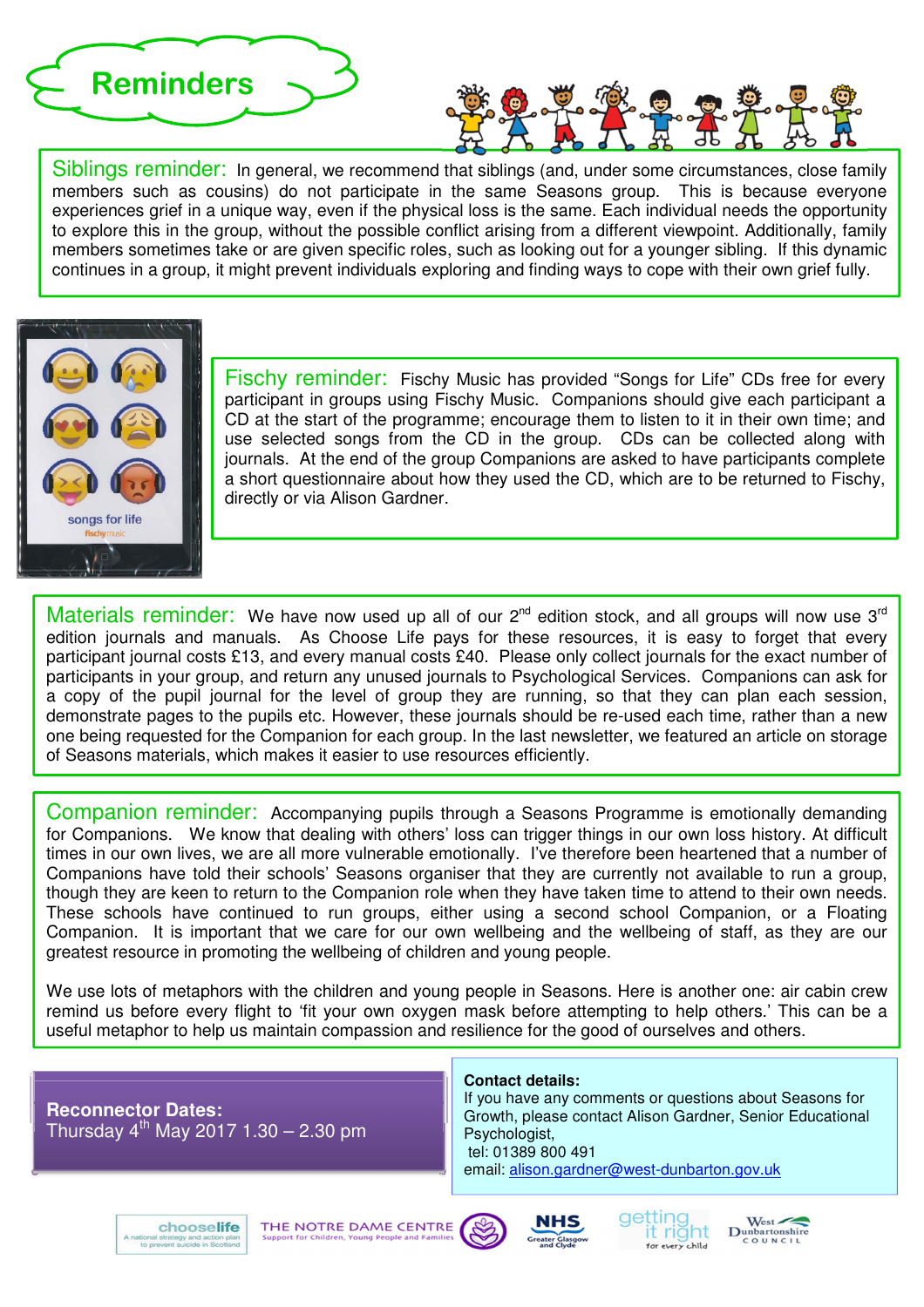# Reminders

**Siblings reminder:** In general, we recommend that siblings (and, under some circumstances, close family members such as cousins) do not participate in the same Seasons group. This is because everyone experiences grief in a unique way, even if the physical loss is the same. Each individual needs the opportunity to explore this in the group, without the possible conflict arising from a different viewpoint. Additionally, family members sometimes take or are given specific roles, such as looking out for a younger sibling. If this dynamic continues in a group, it might prevent individuals exploring and finding ways to cope with their own grief fully.

**Fischy reminder:** Fischy Music has provided "Songs for Life" CDs free for every participant in groups using Fischy Music. Companions should give each participant a CD at the start of the programme; encourage them to listen to it in their own time; and use selected songs from the CD in the group. CDs can be collected along with journals. At the end of the group Companions are asked to have participants complete a short questionnaire about how they used the CD, which are to be returned to Fischy, directly or via Alison Gardner.

**Materials reminder:** We have now used up all of our 2nd edition stock, and all groups will now use 3rd edition journals and manuals. As Choose Life pays for these resources, it is easy to forget that every participant journal costs £13, and every manual costs £40. Please only collect journals for the exact number of participants in your group, and return any unused journals to Psychological Services. Companions can ask for a copy of the pupil journal for the level of group they are running, so that they can plan each session, demonstrate pages to the pupils etc. However, these journals should be re-used each time, rather than a new one being requested for the Companion for each group. In the last newsletter, we featured an article on storage of Seasons materials, which makes it easier to use resources efficiently.

**Companion reminder:** Accompanying pupils through a Seasons Programme is emotionally demanding for Companions. We know that dealing with others' loss can trigger things in our own loss history. At difficult times in our own lives, we are all more vulnerable emotionally. I've therefore been heartened that a number of Companions have told their schools' Seasons organiser that they are currently not available to run a group, though they are keen to return to the Companion role when they have taken time to attend to their own needs. These schools have continued to run groups, either using a second school Companion, or a Floating Companion. It is important that we care for our own wellbeing and the wellbeing of staff, as they are our greatest resource in promoting the wellbeing of children and young people.

We use lots of metaphors with the children and young people in Seasons. Here is another one: air cabin crew remind us before every flight to 'fit your own oxygen mask before attempting to help others.' This can be a useful metaphor to help us maintain compassion and resilience for the good of ourselves and others.

**Reconnector Dates:**
Thursday 4th May 2017 1.30 – 2.30 pm

**Contact details:**
If you have any comments or questions about Seasons for Growth, please contact Alison Gardner, Senior Educational Psychologist,
tel: 01389 800 491
email: alison.gardner@west-dunbarton.gov.uk

chooselife – A national strategy and action plan to prevent suicide in Scotland | The Notre Dame Centre – Support for Children, Young People and Families | NHS Greater Glasgow and Clyde | getting it right for every child | West Dunbartonshire Council